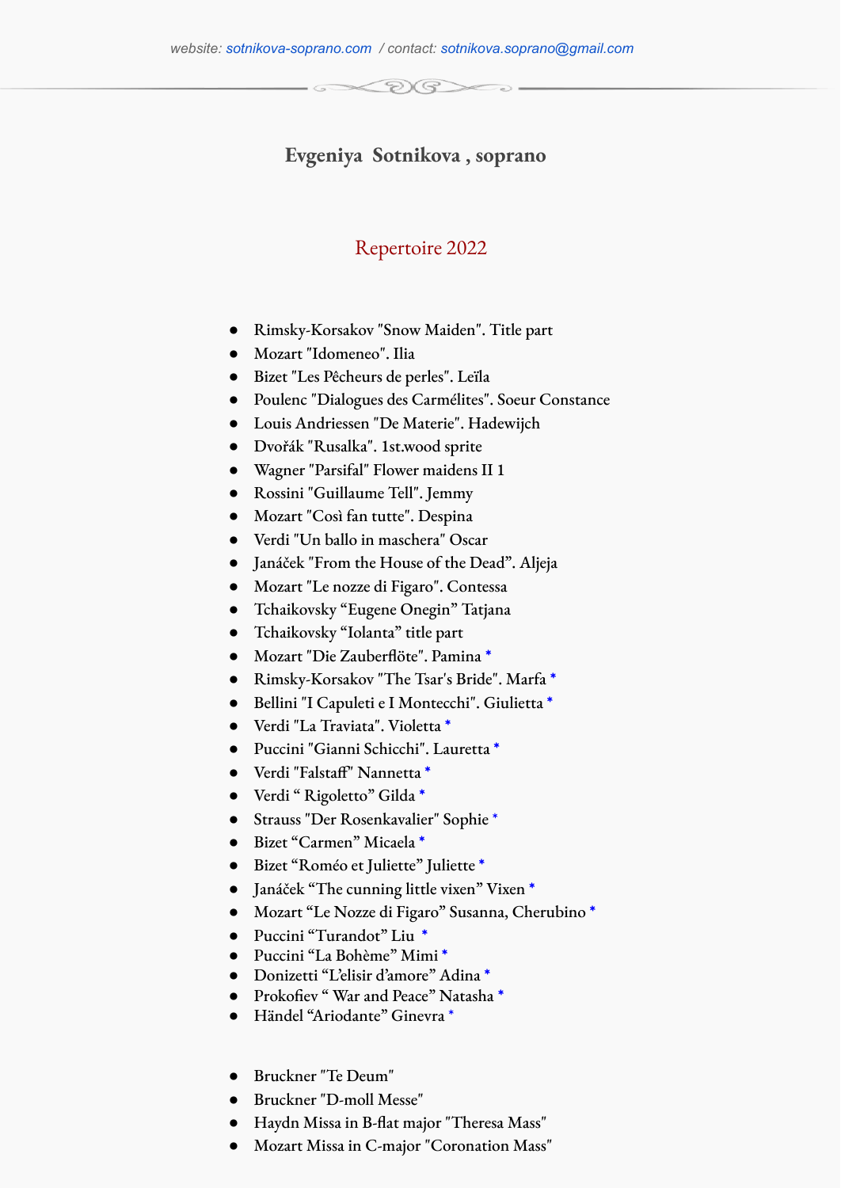website: sotnikova-soprano.com / contact: sotnikova.soprano@gmail.com

## Evgeniya Sotnikova , soprano

### Repertoire 2022

- Rimsky-Korsakov "Snow Maiden". Title part
- Mozart "Idomeneo". Ilia
- Bizet "Les Pêcheurs de perles". Leïla
- Poulenc "Dialogues des Carmélites". Soeur Constance
- Louis Andriessen "De Materie". Hadewijch
- Dvořák "Rusalka". 1st.wood sprite
- Wagner "Parsifal" Flower maidens II 1
- Rossini "Guillaume Tell". Jemmy
- Mozart "Così fan tutte". Despina
- Verdi "Un ballo in maschera" Oscar
- Janáček "From the House of the Dead". Alsjeja
- Mozart "Le nozze di Figaro". Contessa
- Tchaikovsky "Eugene Onegin" Tatjana
- Tchaikovsky "Iolanta" title part
- Mozart "Die Zauberflöte". Pamina *
- Rimsky-Korsakov "The Tsar's Bride". Marfa *
- Bellini "I Capuleti e I Montecchi". Giulietta *
- Verdi "La Traviata". Violetta *
- Puccini "Gianni Schicchi". Lauretta *
- Verdi "Falstaff" Nannetta *
- Verdi " Rigoletto" Gilda *
- Strauss "Der Rosenkavalier" Sophie *
- Bizet "Carmen" Micaela *
- Bizet "Roméo et Juliette" Juliette *
- Janáček "The cunning little vixen" Vixen *
- Mozart "Le Nozze di Figaro" Susanna, Cherubino *
- Puccini "Turandot" Liu *
- Puccini "La Bohème" Mimi *
- Donizetti "L'elisir d'amore" Adina *
- Prokofiev " War and Peace" Natasha *
- Händel "Ariodante" Ginevra *

- Bruckner "Te Deum"
- Bruckner "D-moll Messe"
- Haydn Missa in B-flat major "Theresa Mass"
- Mozart Missa in C-major "Coronation Mass"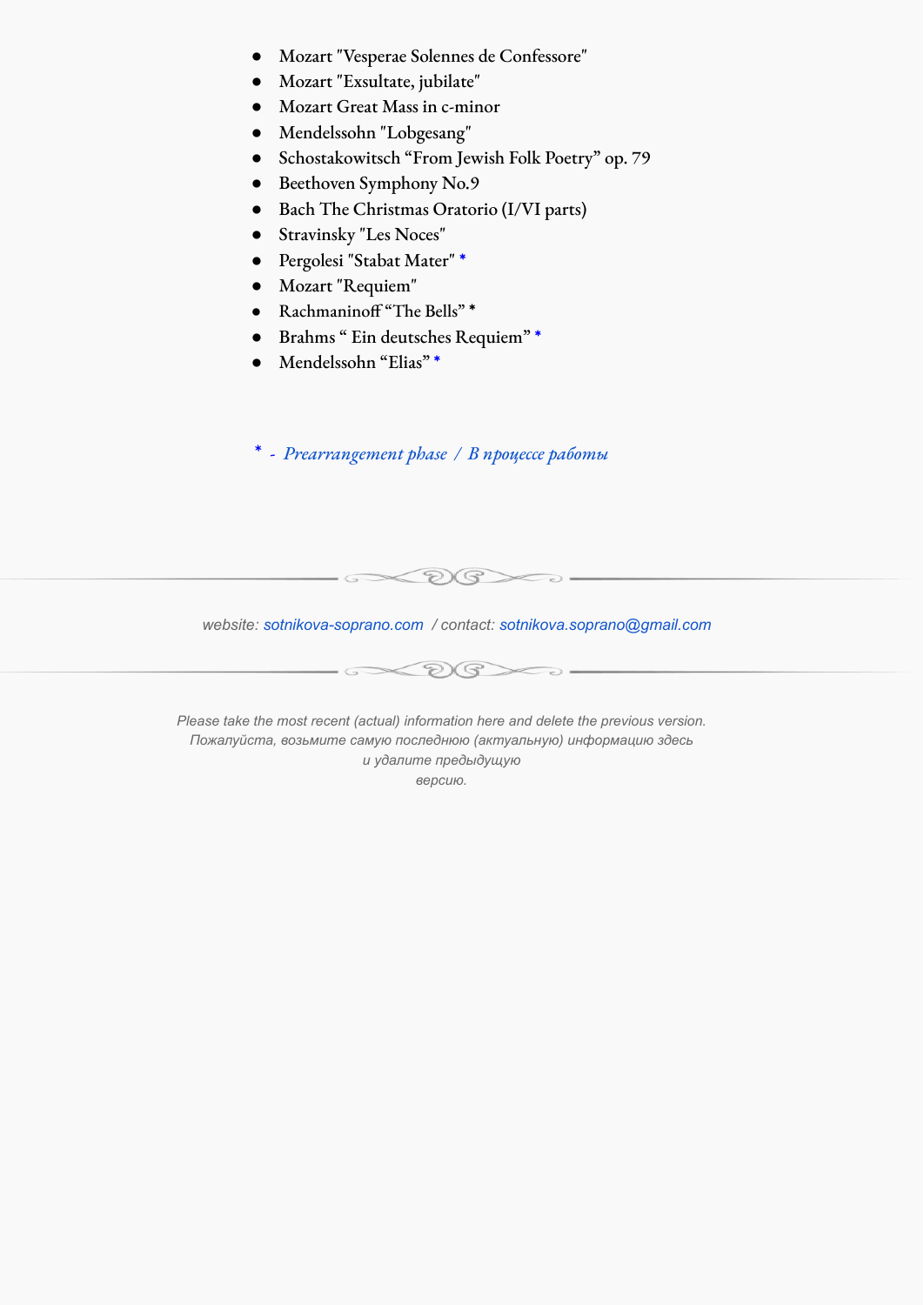- Mozart "Vesperae Solennes de Confessore"
- Mozart "Exsultate, jubilate"
- Mozart Great Mass in c-minor
- Mendelssohn "Lobgesang"
- Schostakowitsch "From Jewish Folk Poetry" op. 79
- Beethoven Symphony No.9
- Bach The Christmas Oratorio (I/VI parts)
- Stravinsky "Les Noces"
- Pergolesi "Stabat Mater" *
- Mozart "Requiem"
- Rachmaninoff "The Bells" *
- Brahms " Ein deutsches Requiem" *
- Mendelssohn "Elias" *

*\* - Prearrangement phase / В процессе работы*

---

*website:* sotnikova-soprano.com */ contact:* sotnikova.soprano@gmail.com

---

*Please take the most recent (actual) information here and delete the previous version.*
*Пожалуйста, возьмите самую последнюю (актуальную) информацию здесь и удалите предыдущую версию.*